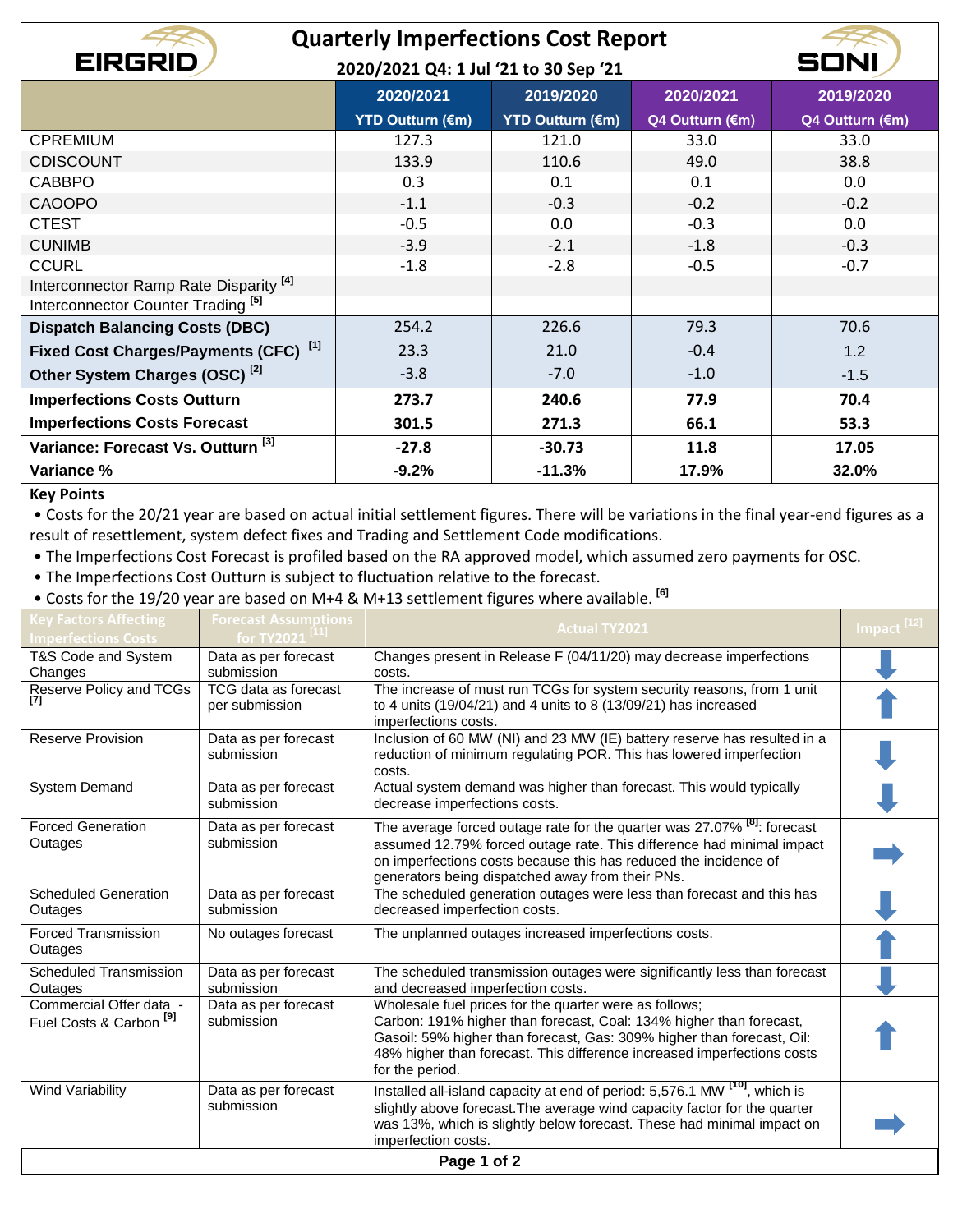# Quarterly Imperfections Cost Report

**2020/2021 Q4: 1 Jul '21 to 30 Sep '21**

| | 2020/2021 YTD Outturn (€m) | 2019/2020 YTD Outturn (€m) | 2020/2021 Q4 Outturn (€m) | 2019/2020 Q4 Outturn (€m) |
|---|---|---|---|---|
| CPREMIUM | 127.3 | 121.0 | 33.0 | 33.0 |
| CDISCOUNT | 133.9 | 110.6 | 49.0 | 38.8 |
| CABBPO | 0.3 | 0.1 | 0.1 | 0.0 |
| CAOOPO | -1.1 | -0.3 | -0.2 | -0.2 |
| CTEST | -0.5 | 0.0 | -0.3 | 0.0 |
| CUNIMB | -3.9 | -2.1 | -1.8 | -0.3 |
| CCURL | -1.8 | -2.8 | -0.5 | -0.7 |
| Interconnector Ramp Rate Disparity [4] | | | | |
| Interconnector Counter Trading [5] | | | | |
| **Dispatch Balancing Costs (DBC)** | 254.2 | 226.6 | 79.3 | 70.6 |
| **Fixed Cost Charges/Payments (CFC) [1]** | 23.3 | 21.0 | -0.4 | 1.2 |
| **Other System Charges (OSC) [2]** | -3.8 | -7.0 | -1.0 | -1.5 |
| **Imperfections Costs Outturn** | **273.7** | **240.6** | **77.9** | **70.4** |
| **Imperfections Costs Forecast** | **301.5** | **271.3** | **66.1** | **53.3** |
| **Variance: Forecast Vs. Outturn [3]** | **-27.8** | **-30.73** | **11.8** | **17.05** |
| **Variance %** | **-9.2%** | **-11.3%** | **17.9%** | **32.0%** |

**Key Points**

- Costs for the 20/21 year are based on actual initial settlement figures. There will be variations in the final year-end figures as a result of resettlement, system defect fixes and Trading and Settlement Code modifications.
- The Imperfections Cost Forecast is profiled based on the RA approved model, which assumed zero payments for OSC.
- The Imperfections Cost Outturn is subject to fluctuation relative to the forecast.
- Costs for the 19/20 year are based on M+4 & M+13 settlement figures where available. [6]

| Key Factors Affecting Imperfections Costs | Forecast Assumptions for TY2021 [11] | Actual TY2021 | Impact [12] |
|---|---|---|---|
| T&S Code and System Changes | Data as per forecast submission | Changes present in Release F (04/11/20) may decrease imperfections costs. | ↓ |
| Reserve Policy and TCGs [7] | TCG data as forecast per submission | The increase of must run TCGs for system security reasons, from 1 unit to 4 units (19/04/21) and 4 units to 8 (13/09/21) has increased imperfections costs. | ↑ |
| Reserve Provision | Data as per forecast submission | Inclusion of 60 MW (NI) and 23 MW (IE) battery reserve has resulted in a reduction of minimum regulating POR. This has lowered imperfection costs. | ↓ |
| System Demand | Data as per forecast submission | Actual system demand was higher than forecast. This would typically decrease imperfections costs. | ↓ |
| Forced Generation Outages | Data as per forecast submission | The average forced outage rate for the quarter was 27.07% [8]: forecast assumed 12.79% forced outage rate. This difference had minimal impact on imperfections costs because this has reduced the incidence of generators being dispatched away from their PNs. | → |
| Scheduled Generation Outages | Data as per forecast submission | The scheduled generation outages were less than forecast and this has decreased imperfection costs. | ↓ |
| Forced Transmission Outages | No outages forecast | The unplanned outages increased imperfections costs. | ↑ |
| Scheduled Transmission Outages | Data as per forecast submission | The scheduled transmission outages were significantly less than forecast and decreased imperfection costs. | ↓ |
| Commercial Offer data - Fuel Costs & Carbon [9] | Data as per forecast submission | Wholesale fuel prices for the quarter were as follows; Carbon: 191% higher than forecast, Coal: 134% higher than forecast, Gasoil: 59% higher than forecast, Gas: 309% higher than forecast, Oil: 48% higher than forecast. This difference increased imperfections costs for the period. | ↑ |
| Wind Variability | Data as per forecast submission | Installed all-island capacity at end of period: 5,576.1 MW [10], which is slightly above forecast.The average wind capacity factor for the quarter was 13%, which is slightly below forecast. These had minimal impact on imperfection costs. | → |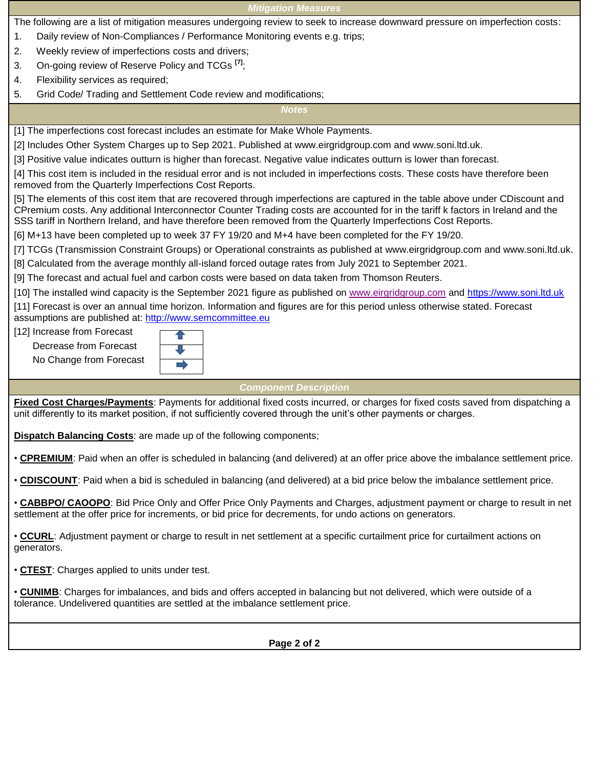## Mitigation Measures

The following are a list of mitigation measures undergoing review to seek to increase downward pressure on imperfection costs:

1. Daily review of Non-Compliances / Performance Monitoring events e.g. trips;
2. Weekly review of imperfections costs and drivers;
3. On-going review of Reserve Policy and TCGs [7];
4. Flexibility services as required;
5. Grid Code/ Trading and Settlement Code review and modifications;

## Notes

[1] The imperfections cost forecast includes an estimate for Make Whole Payments.

[2] Includes Other System Charges up to Sep 2021. Published at www.eirgridgroup.com and www.soni.ltd.uk.

[3] Positive value indicates outturn is higher than forecast. Negative value indicates outturn is lower than forecast.

[4] This cost item is included in the residual error and is not included in imperfections costs. These costs have therefore been removed from the Quarterly Imperfections Cost Reports.

[5] The elements of this cost item that are recovered through imperfections are captured in the table above under CDiscount and CPremium costs. Any additional Interconnector Counter Trading costs are accounted for in the tariff k factors in Ireland and the SSS tariff in Northern Ireland, and have therefore been removed from the Quarterly Imperfections Cost Reports.

[6] M+13 have been completed up to week 37 FY 19/20 and M+4 have been completed for the FY 19/20.

[7] TCGs (Transmission Constraint Groups) or Operational constraints as published at www.eirgridgroup.com and www.soni.ltd.uk.

[8] Calculated from the average monthly all-island forced outage rates from July 2021 to September 2021.

[9] The forecast and actual fuel and carbon costs were based on data taken from Thomson Reuters.

[10] The installed wind capacity is the September 2021 figure as published on www.eirgridgroup.com and https://www.soni.ltd.uk

[11] Forecast is over an annual time horizon. Information and figures are for this period unless otherwise stated. Forecast assumptions are published at: http://www.semcommittee.eu

[12] Increase from Forecast ⬆
Decrease from Forecast ⬇
No Change from Forecast ➡

## Component Description

**Fixed Cost Charges/Payments**: Payments for additional fixed costs incurred, or charges for fixed costs saved from dispatching a unit differently to its market position, if not sufficiently covered through the unit's other payments or charges.

**Dispatch Balancing Costs**: are made up of the following components;

- **CPREMIUM**: Paid when an offer is scheduled in balancing (and delivered) at an offer price above the imbalance settlement price.
- **CDISCOUNT**: Paid when a bid is scheduled in balancing (and delivered) at a bid price below the imbalance settlement price.
- **CABBPO/ CAOOPO**: Bid Price Only and Offer Price Only Payments and Charges, adjustment payment or charge to result in net settlement at the offer price for increments, or bid price for decrements, for undo actions on generators.
- **CCURL**: Adjustment payment or charge to result in net settlement at a specific curtailment price for curtailment actions on generators.
- **CTEST**: Charges applied to units under test.
- **CUNIMB**: Charges for imbalances, and bids and offers accepted in balancing but not delivered, which were outside of a tolerance. Undelivered quantities are settled at the imbalance settlement price.